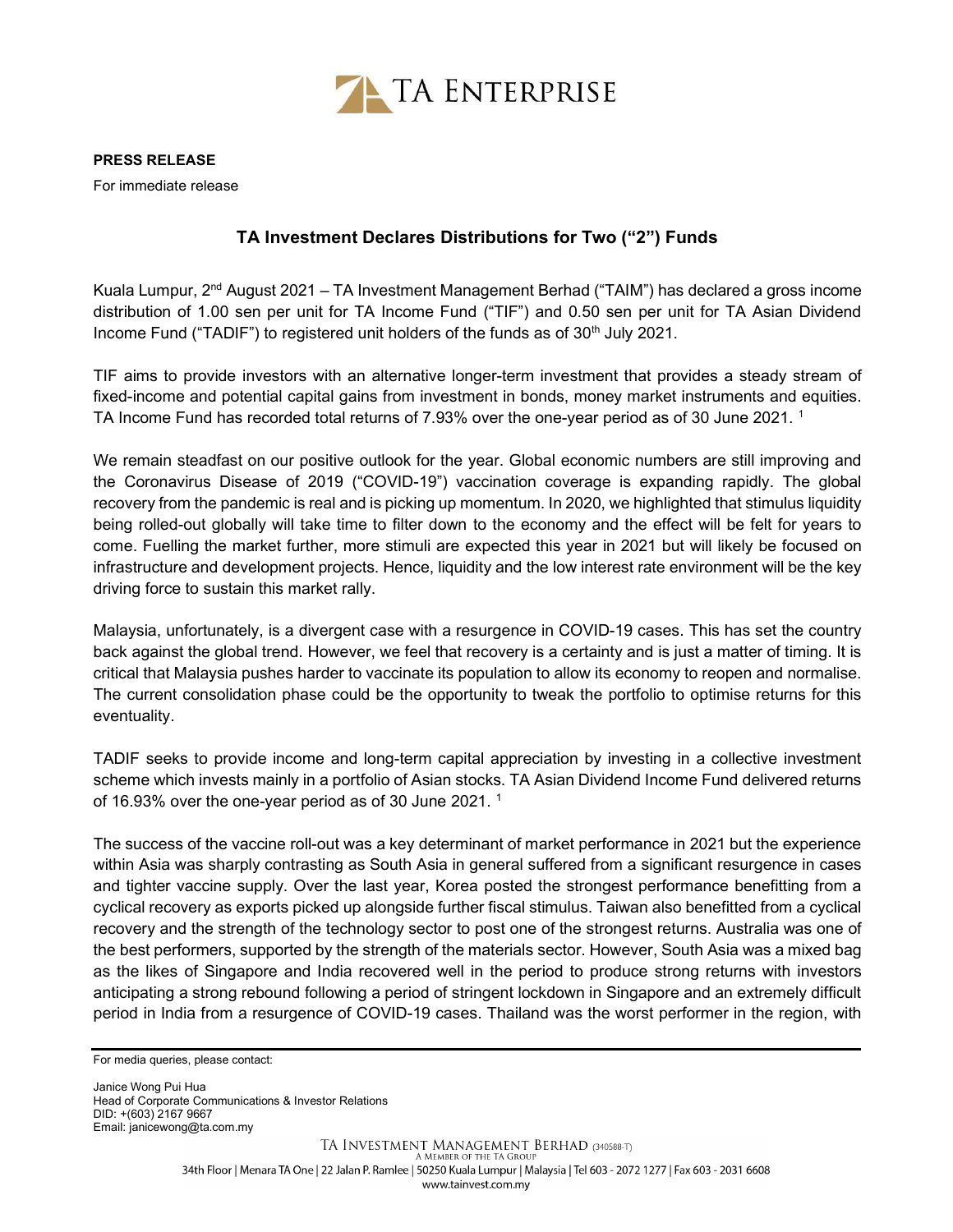**PRESS RELEASE**

For immediate release

## TA Investment Declares Distributions for Two ("2") Funds

Kuala Lumpur, 2nd August 2021 – TA Investment Management Berhad ("TAIM") has declared a gross income distribution of 1.00 sen per unit for TA Income Fund ("TIF") and 0.50 sen per unit for TA Asian Dividend Income Fund ("TADIF") to registered unit holders of the funds as of 30th July 2021.

TIF aims to provide investors with an alternative longer-term investment that provides a steady stream of fixed-income and potential capital gains from investment in bonds, money market instruments and equities. TA Income Fund has recorded total returns of 7.93% over the one-year period as of 30 June 2021. [1]

We remain steadfast on our positive outlook for the year. Global economic numbers are still improving and the Coronavirus Disease of 2019 ("COVID-19") vaccination coverage is expanding rapidly. The global recovery from the pandemic is real and is picking up momentum. In 2020, we highlighted that stimulus liquidity being rolled-out globally will take time to filter down to the economy and the effect will be felt for years to come. Fuelling the market further, more stimuli are expected this year in 2021 but will likely be focused on infrastructure and development projects. Hence, liquidity and the low interest rate environment will be the key driving force to sustain this market rally.

Malaysia, unfortunately, is a divergent case with a resurgence in COVID-19 cases. This has set the country back against the global trend. However, we feel that recovery is a certainty and is just a matter of timing. It is critical that Malaysia pushes harder to vaccinate its population to allow its economy to reopen and normalise. The current consolidation phase could be the opportunity to tweak the portfolio to optimise returns for this eventuality.

TADIF seeks to provide income and long-term capital appreciation by investing in a collective investment scheme which invests mainly in a portfolio of Asian stocks. TA Asian Dividend Income Fund delivered returns of 16.93% over the one-year period as of 30 June 2021. [1]

The success of the vaccine roll-out was a key determinant of market performance in 2021 but the experience within Asia was sharply contrasting as South Asia in general suffered from a significant resurgence in cases and tighter vaccine supply. Over the last year, Korea posted the strongest performance benefitting from a cyclical recovery as exports picked up alongside further fiscal stimulus. Taiwan also benefitted from a cyclical recovery and the strength of the technology sector to post one of the strongest returns. Australia was one of the best performers, supported by the strength of the materials sector. However, South Asia was a mixed bag as the likes of Singapore and India recovered well in the period to produce strong returns with investors anticipating a strong rebound following a period of stringent lockdown in Singapore and an extremely difficult period in India from a resurgence of COVID-19 cases. Thailand was the worst performer in the region, with

---

For media queries, please contact:

Janice Wong Pui Hua
Head of Corporate Communications & Investor Relations
DID: +(603) 2167 9667
Email: janicewong@ta.com.my

TA INVESTMENT MANAGEMENT BERHAD (340588-T)
A MEMBER OF THE TA GROUP
34th Floor | Menara TA One | 22 Jalan P. Ramlee | 50250 Kuala Lumpur | Malaysia | Tel 603 - 2072 1277 | Fax 603 - 2031 6608
www.tainvest.com.my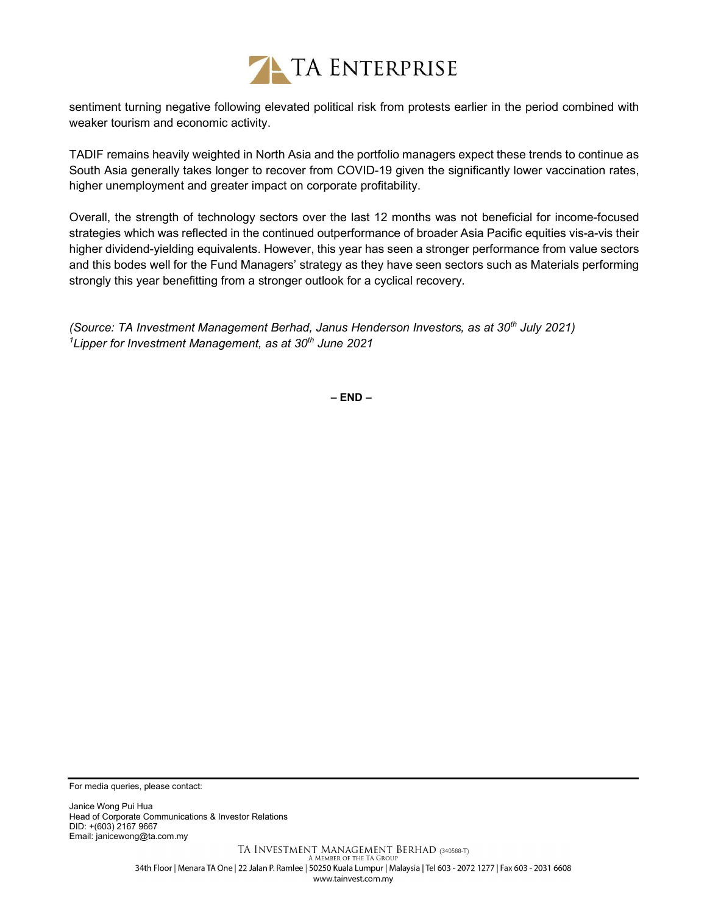sentiment turning negative following elevated political risk from protests earlier in the period combined with weaker tourism and economic activity.

TADIF remains heavily weighted in North Asia and the portfolio managers expect these trends to continue as South Asia generally takes longer to recover from COVID-19 given the significantly lower vaccination rates, higher unemployment and greater impact on corporate profitability.

Overall, the strength of technology sectors over the last 12 months was not beneficial for income-focused strategies which was reflected in the continued outperformance of broader Asia Pacific equities vis-a-vis their higher dividend-yielding equivalents. However, this year has seen a stronger performance from value sectors and this bodes well for the Fund Managers' strategy as they have seen sectors such as Materials performing strongly this year benefitting from a stronger outlook for a cyclical recovery.

*(Source: TA Investment Management Berhad, Janus Henderson Investors, as at 30th July 2021)*
*[1]Lipper for Investment Management, as at 30th June 2021*

**– END –**

For media queries, please contact:

Janice Wong Pui Hua
Head of Corporate Communications & Investor Relations
DID: +(603) 2167 9667
Email: janicewong@ta.com.my

TA INVESTMENT MANAGEMENT BERHAD (340588-T)
A MEMBER OF THE TA GROUP
34th Floor | Menara TA One | 22 Jalan P. Ramlee | 50250 Kuala Lumpur | Malaysia | Tel 603 - 2072 1277 | Fax 603 - 2031 6608
www.tainvest.com.my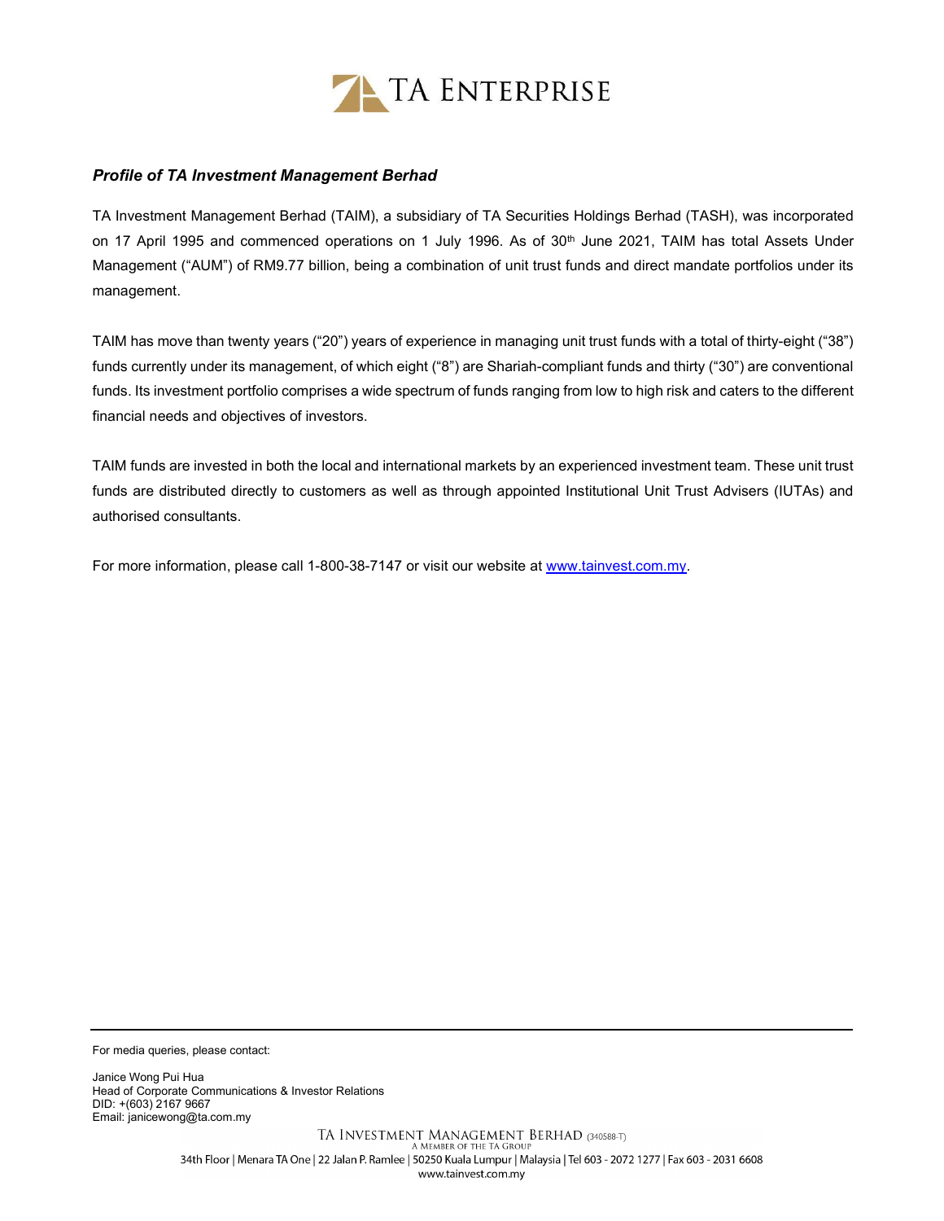### *Profile of TA Investment Management Berhad*

TA Investment Management Berhad (TAIM), a subsidiary of TA Securities Holdings Berhad (TASH), was incorporated on 17 April 1995 and commenced operations on 1 July 1996. As of 30th June 2021, TAIM has total Assets Under Management ("AUM") of RM9.77 billion, being a combination of unit trust funds and direct mandate portfolios under its management.

TAIM has move than twenty years ("20") years of experience in managing unit trust funds with a total of thirty-eight ("38") funds currently under its management, of which eight ("8") are Shariah-compliant funds and thirty ("30") are conventional funds. Its investment portfolio comprises a wide spectrum of funds ranging from low to high risk and caters to the different financial needs and objectives of investors.

TAIM funds are invested in both the local and international markets by an experienced investment team. These unit trust funds are distributed directly to customers as well as through appointed Institutional Unit Trust Advisers (IUTAs) and authorised consultants.

For more information, please call 1-800-38-7147 or visit our website at www.tainvest.com.my.

---

For media queries, please contact:

Janice Wong Pui Hua
Head of Corporate Communications & Investor Relations
DID: +(603) 2167 9667
Email: janicewong@ta.com.my

TA INVESTMENT MANAGEMENT BERHAD (340588-T)
A MEMBER OF THE TA GROUP
34th Floor | Menara TA One | 22 Jalan P. Ramlee | 50250 Kuala Lumpur | Malaysia | Tel 603 - 2072 1277 | Fax 603 - 2031 6608
www.tainvest.com.my